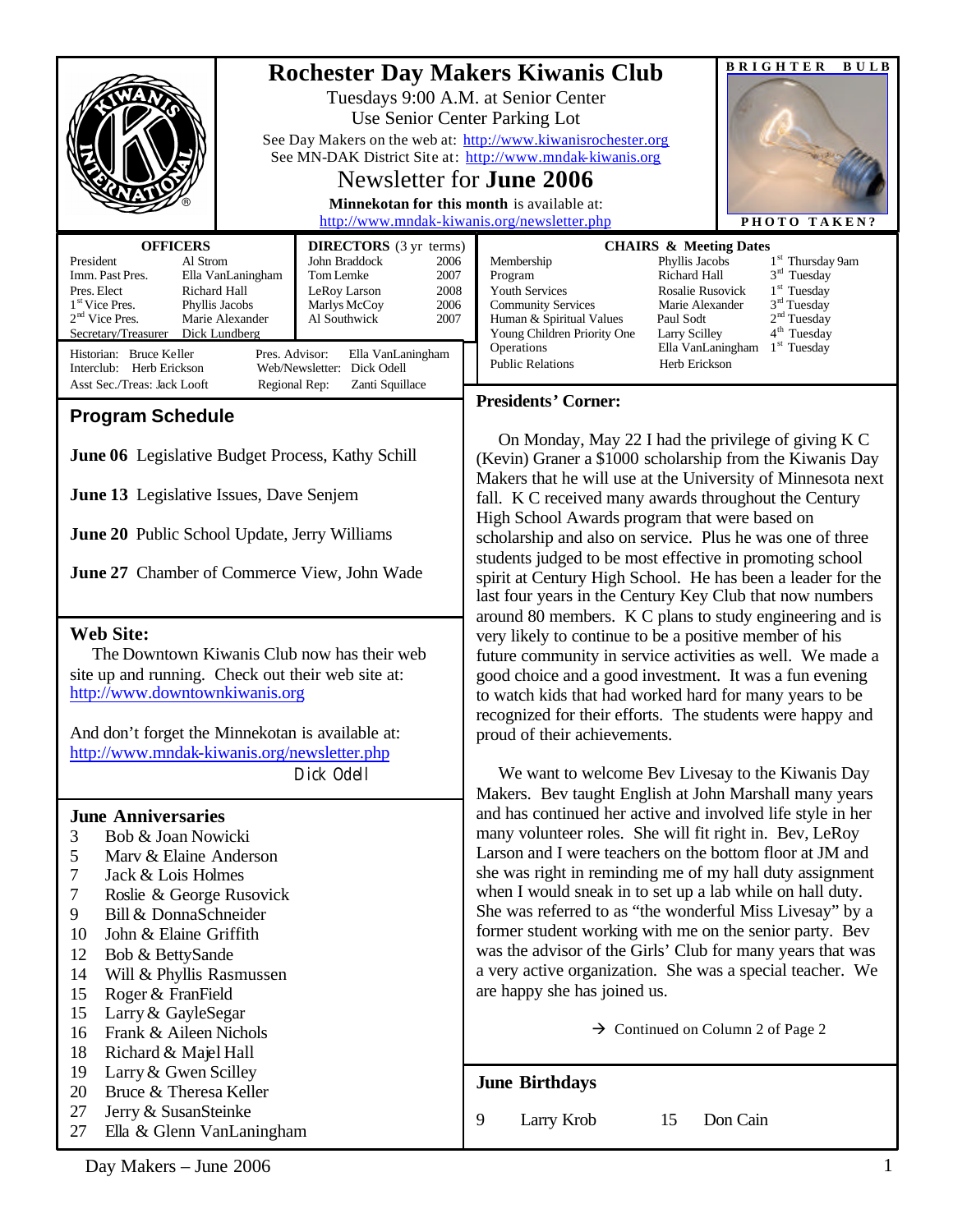# Rochester Day Makers Kiwanis Club

Tuesdays 9:00 A.M. at Senior Center
Use Senior Center Parking Lot

See Day Makers on the web at: http://www.kiwanisrochester.org
See MN-DAK District Site at: http://www.mndak-kiwanis.org

## Newsletter for **June 2006**

**Minnekotan for this month** is available at:
http://www.mndak-kiwanis.org/newsletter.php

BRIGHTER BULB

PHOTO TAKEN?

### OFFICERS

| | |
|---|---|
| President | Al Strom |
| Imm. Past Pres. | Ella VanLaningham |
| Pres. Elect | Richard Hall |
| 1st Vice Pres. | Phyllis Jacobs |
| 2nd Vice Pres. | Marie Alexander |
| Secretary/Treasurer | Dick Lundberg |

### DIRECTORS (3 yr terms)

| | |
|---|---|
| John Braddock | 2006 |
| Tom Lemke | 2007 |
| LeRoy Larson | 2008 |
| Marlys McCoy | 2006 |
| Al Southwick | 2007 |

Historian: Bruce Keller
Interclub: Herb Erickson
Asst Sec./Treas: Jack Looft
Pres. Advisor: Ella VanLaningham
Web/Newsletter: Dick Odell
Regional Rep: Zanti Squillace

### CHAIRS & Meeting Dates

| | | |
|---|---|---|
| Membership | Phyllis Jacobs | 1st Thursday 9am |
| Program | Richard Hall | 3rd Tuesday |
| Youth Services | Rosalie Rusovick | 1st Tuesday |
| Community Services | Marie Alexander | 3rd Tuesday |
| Human & Spiritual Values | Paul Sodt | 2nd Tuesday |
| Young Children Priority One | Larry Scilley | 4th Tuesday |
| Operations | Ella VanLaningham | 1st Tuesday |
| Public Relations | Herb Erickson | |

## Program Schedule

**June 06** Legislative Budget Process, Kathy Schill

**June 13** Legislative Issues, Dave Senjem

**June 20** Public School Update, Jerry Williams

**June 27** Chamber of Commerce View, John Wade

## Web Site:

The Downtown Kiwanis Club now has their web site up and running. Check out their web site at: http://www.downtownkiwanis.org

And don't forget the Minnekotan is available at: http://www.mndak-kiwanis.org/newsletter.php

Dick Odell

## June Anniversaries

| | |
|---|---|
| 3 | Bob & Joan Nowicki |
| 5 | Marv & Elaine Anderson |
| 7 | Jack & Lois Holmes |
| 7 | Roslie & George Rusovick |
| 9 | Bill & DonnaSchneider |
| 10 | John & Elaine Griffith |
| 12 | Bob & BettySande |
| 14 | Will & Phyllis Rasmussen |
| 15 | Roger & FranField |
| 15 | Larry & GayleSegar |
| 16 | Frank & Aileen Nichols |
| 18 | Richard & Majel Hall |
| 19 | Larry & Gwen Scilley |
| 20 | Bruce & Theresa Keller |
| 27 | Jerry & SusanSteinke |
| 27 | Ella & Glenn VanLaningham |

## Presidents' Corner:

On Monday, May 22 I had the privilege of giving K C (Kevin) Graner a $1000 scholarship from the Kiwanis Day Makers that he will use at the University of Minnesota next fall. K C received many awards throughout the Century High School Awards program that were based on scholarship and also on service. Plus he was one of three students judged to be most effective in promoting school spirit at Century High School. He has been a leader for the last four years in the Century Key Club that now numbers around 80 members. K C plans to study engineering and is very likely to continue to be a positive member of his future community in service activities as well. We made a good choice and a good investment. It was a fun evening to watch kids that had worked hard for many years to be recognized for their efforts. The students were happy and proud of their achievements.

We want to welcome Bev Livesay to the Kiwanis Day Makers. Bev taught English at John Marshall many years and has continued her active and involved life style in her many volunteer roles. She will fit right in. Bev, LeRoy Larson and I were teachers on the bottom floor at JM and she was right in reminding me of my hall duty assignment when I would sneak in to set up a lab while on hall duty. She was referred to as "the wonderful Miss Livesay" by a former student working with me on the senior party. Bev was the advisor of the Girls' Club for many years that was a very active organization. She was a special teacher. We are happy she has joined us.

→ Continued on Column 2 of Page 2

## June Birthdays

| | | | |
|---|---|---|---|
| 9 | Larry Krob | 15 | Don Cain |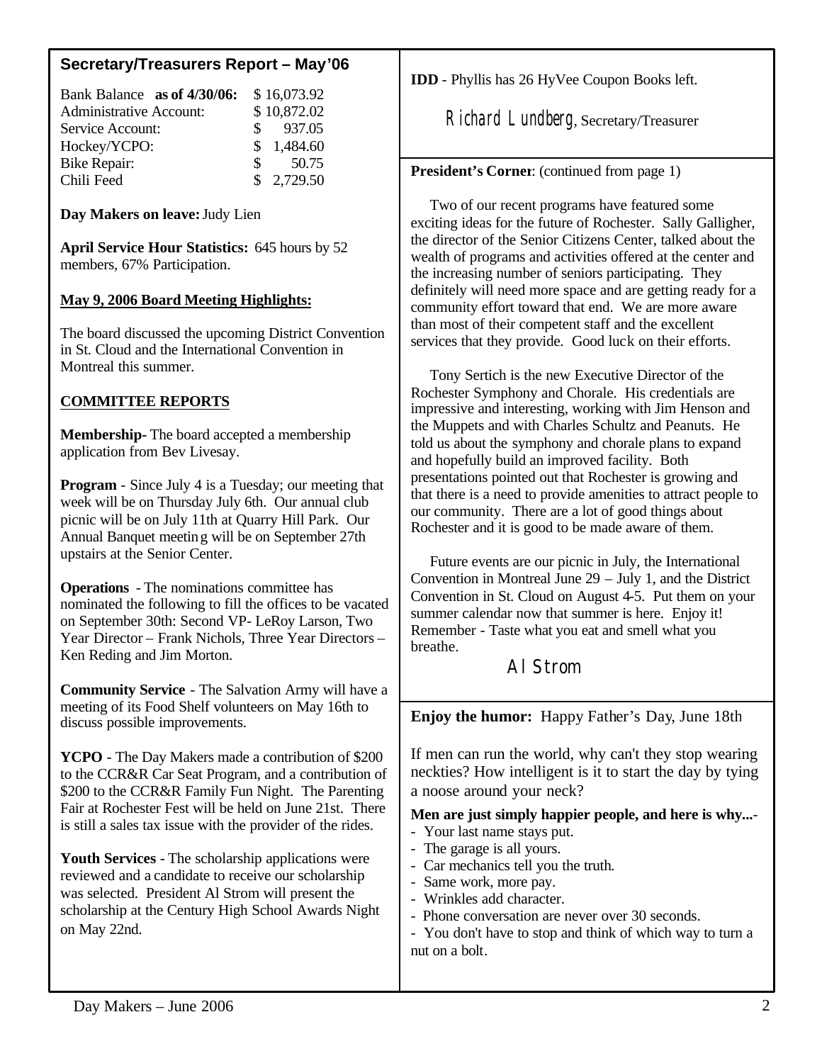## Secretary/Treasurers Report – May'06

| | |
|---|---|
| Bank Balance **as of 4/30/06:** | $ 16,073.92 |
| Administrative Account: | $ 10,872.02 |
| Service Account: | $ 937.05 |
| Hockey/YCPO: | $ 1,484.60 |
| Bike Repair: | $ 50.75 |
| Chili Feed | $ 2,729.50 |

**Day Makers on leave:** Judy Lien

**April Service Hour Statistics:** 645 hours by 52 members, 67% Participation.

**May 9, 2006 Board Meeting Highlights:**

The board discussed the upcoming District Convention in St. Cloud and the International Convention in Montreal this summer.

**COMMITTEE REPORTS**

**Membership**- The board accepted a membership application from Bev Livesay.

**Program** - Since July 4 is a Tuesday; our meeting that week will be on Thursday July 6th. Our annual club picnic will be on July 11th at Quarry Hill Park. Our Annual Banquet meeting will be on September 27th upstairs at the Senior Center.

**Operations** - The nominations committee has nominated the following to fill the offices to be vacated on September 30th: Second VP- LeRoy Larson, Two Year Director – Frank Nichols, Three Year Directors – Ken Reding and Jim Morton.

**Community Service** - The Salvation Army will have a meeting of its Food Shelf volunteers on May 16th to discuss possible improvements.

**YCPO** - The Day Makers made a contribution of $200 to the CCR&R Car Seat Program, and a contribution of $200 to the CCR&R Family Fun Night. The Parenting Fair at Rochester Fest will be held on June 21st. There is still a sales tax issue with the provider of the rides.

**Youth Services** - The scholarship applications were reviewed and a candidate to receive our scholarship was selected. President Al Strom will present the scholarship at the Century High School Awards Night on May 22nd.

**IDD** - Phyllis has 26 HyVee Coupon Books left.

Richard Lundberg, Secretary/Treasurer

**President's Corner**: (continued from page 1)

Two of our recent programs have featured some exciting ideas for the future of Rochester. Sally Galligher, the director of the Senior Citizens Center, talked about the wealth of programs and activities offered at the center and the increasing number of seniors participating. They definitely will need more space and are getting ready for a community effort toward that end. We are more aware than most of their competent staff and the excellent services that they provide. Good luck on their efforts.

Tony Sertich is the new Executive Director of the Rochester Symphony and Chorale. His credentials are impressive and interesting, working with Jim Henson and the Muppets and with Charles Schultz and Peanuts. He told us about the symphony and chorale plans to expand and hopefully build an improved facility. Both presentations pointed out that Rochester is growing and that there is a need to provide amenities to attract people to our community. There are a lot of good things about Rochester and it is good to be made aware of them.

Future events are our picnic in July, the International Convention in Montreal June 29 – July 1, and the District Convention in St. Cloud on August 4-5. Put them on your summer calendar now that summer is here. Enjoy it! Remember - Taste what you eat and smell what you breathe.

Al Strom

**Enjoy the humor:** Happy Father's Day, June 18th

If men can run the world, why can't they stop wearing neckties? How intelligent is it to start the day by tying a noose around your neck?

**Men are just simply happier people, and here is why...**-

- Your last name stays put.
- The garage is all yours.
- Car mechanics tell you the truth.
- Same work, more pay.
- Wrinkles add character.
- Phone conversation are never over 30 seconds.
- You don't have to stop and think of which way to turn a nut on a bolt.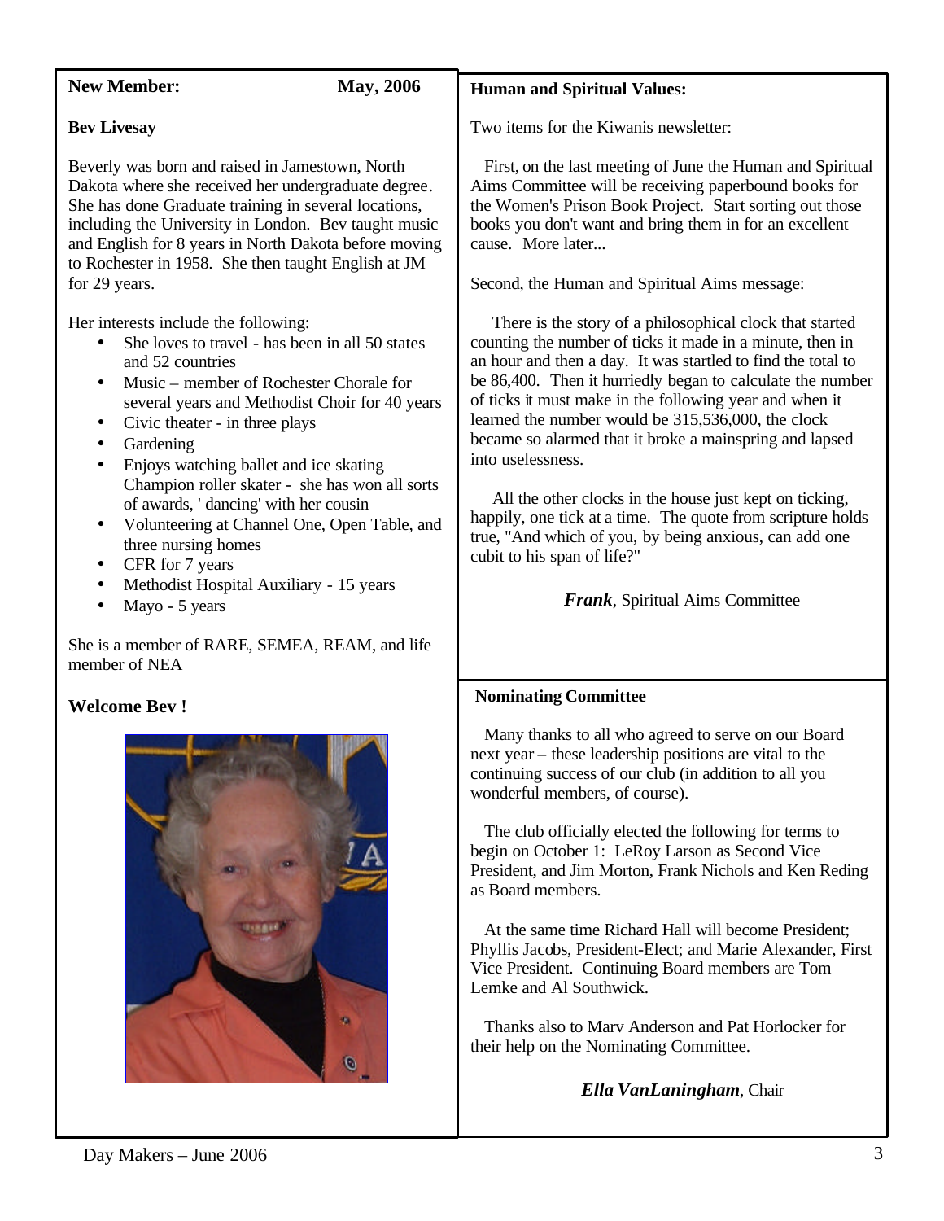**New Member:** **May, 2006**

**Bev Livesay**

Beverly was born and raised in Jamestown, North Dakota where she received her undergraduate degree. She has done Graduate training in several locations, including the University in London. Bev taught music and English for 8 years in North Dakota before moving to Rochester in 1958. She then taught English at JM for 29 years.

Her interests include the following:

- She loves to travel - has been in all 50 states and 52 countries
- Music – member of Rochester Chorale for several years and Methodist Choir for 40 years
- Civic theater - in three plays
- Gardening
- Enjoys watching ballet and ice skating Champion roller skater - she has won all sorts of awards, ' dancing' with her cousin
- Volunteering at Channel One, Open Table, and three nursing homes
- CFR for 7 years
- Methodist Hospital Auxiliary - 15 years
- Mayo - 5 years

She is a member of RARE, SEMEA, REAM, and life member of NEA

**Welcome Bev !**

**Human and Spiritual Values:**

Two items for the Kiwanis newsletter:

First, on the last meeting of June the Human and Spiritual Aims Committee will be receiving paperbound books for the Women's Prison Book Project. Start sorting out those books you don't want and bring them in for an excellent cause. More later...

Second, the Human and Spiritual Aims message:

There is the story of a philosophical clock that started counting the number of ticks it made in a minute, then in an hour and then a day. It was startled to find the total to be 86,400. Then it hurriedly began to calculate the number of ticks it must make in the following year and when it learned the number would be 315,536,000, the clock became so alarmed that it broke a mainspring and lapsed into uselessness.

All the other clocks in the house just kept on ticking, happily, one tick at a time. The quote from scripture holds true, "And which of you, by being anxious, can add one cubit to his span of life?"

***Frank***, Spiritual Aims Committee

**Nominating Committee**

Many thanks to all who agreed to serve on our Board next year – these leadership positions are vital to the continuing success of our club (in addition to all you wonderful members, of course).

The club officially elected the following for terms to begin on October 1: LeRoy Larson as Second Vice President, and Jim Morton, Frank Nichols and Ken Reding as Board members.

At the same time Richard Hall will become President; Phyllis Jacobs, President-Elect; and Marie Alexander, First Vice President. Continuing Board members are Tom Lemke and Al Southwick.

Thanks also to Marv Anderson and Pat Horlocker for their help on the Nominating Committee.

***Ella VanLaningham***, Chair